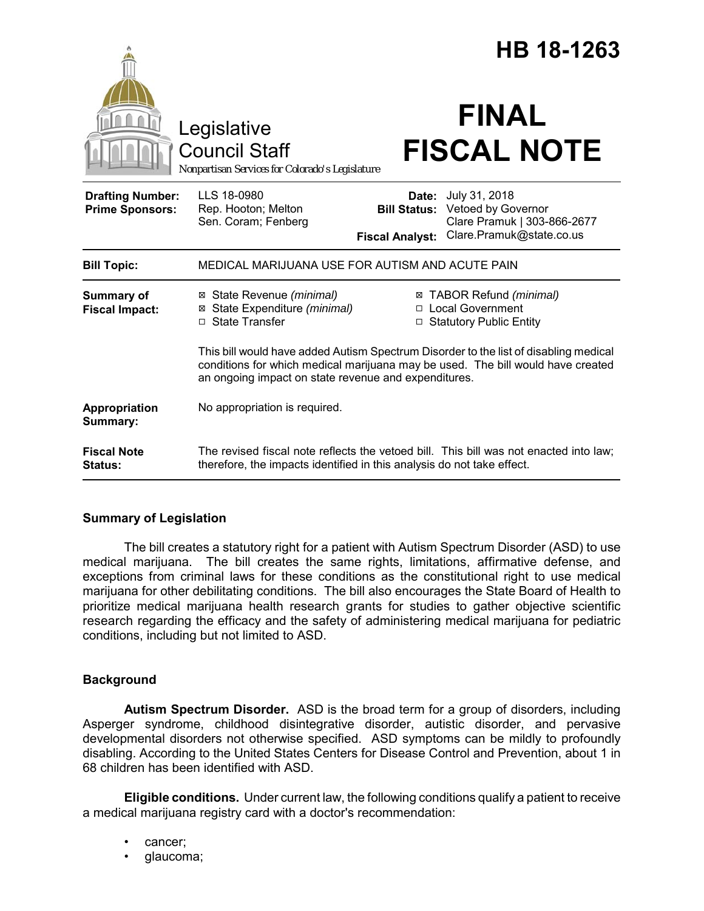# HB 18-1263

Legislative Council Staff
*Nonpartisan Services for Colorado's Legislature*

# FINAL FISCAL NOTE

| | | | |
|---|---|---|---|
| **Drafting Number:** | LLS 18-0980 | **Date:** | July 31, 2018 |
| **Prime Sponsors:** | Rep. Hooton; Melton<br>Sen. Coram; Fenberg | **Bill Status:** | Vetoed by Governor |
| | | **Fiscal Analyst:** | Clare Pramuk \| 303-866-2677<br>Clare.Pramuk@state.co.us |

| | |
|---|---|
| **Bill Topic:** | MEDICAL MARIJUANA USE FOR AUTISM AND ACUTE PAIN |
| **Summary of Fiscal Impact:** | ☒ State Revenue *(minimal)*<br>☒ State Expenditure *(minimal)*<br>☐ State Transfer<br>☒ TABOR Refund *(minimal)*<br>☐ Local Government<br>☐ Statutory Public Entity<br><br>This bill would have added Autism Spectrum Disorder to the list of disabling medical conditions for which medical marijuana may be used. The bill would have created an ongoing impact on state revenue and expenditures. |
| **Appropriation Summary:** | No appropriation is required. |
| **Fiscal Note Status:** | The revised fiscal note reflects the vetoed bill. This bill was not enacted into law; therefore, the impacts identified in this analysis do not take effect. |

## Summary of Legislation

The bill creates a statutory right for a patient with Autism Spectrum Disorder (ASD) to use medical marijuana. The bill creates the same rights, limitations, affirmative defense, and exceptions from criminal laws for these conditions as the constitutional right to use medical marijuana for other debilitating conditions. The bill also encourages the State Board of Health to prioritize medical marijuana health research grants for studies to gather objective scientific research regarding the efficacy and the safety of administering medical marijuana for pediatric conditions, including but not limited to ASD.

## Background

**Autism Spectrum Disorder.** ASD is the broad term for a group of disorders, including Asperger syndrome, childhood disintegrative disorder, autistic disorder, and pervasive developmental disorders not otherwise specified. ASD symptoms can be mildly to profoundly disabling. According to the United States Centers for Disease Control and Prevention, about 1 in 68 children has been identified with ASD.

**Eligible conditions.** Under current law, the following conditions qualify a patient to receive a medical marijuana registry card with a doctor's recommendation:

- cancer;
- glaucoma;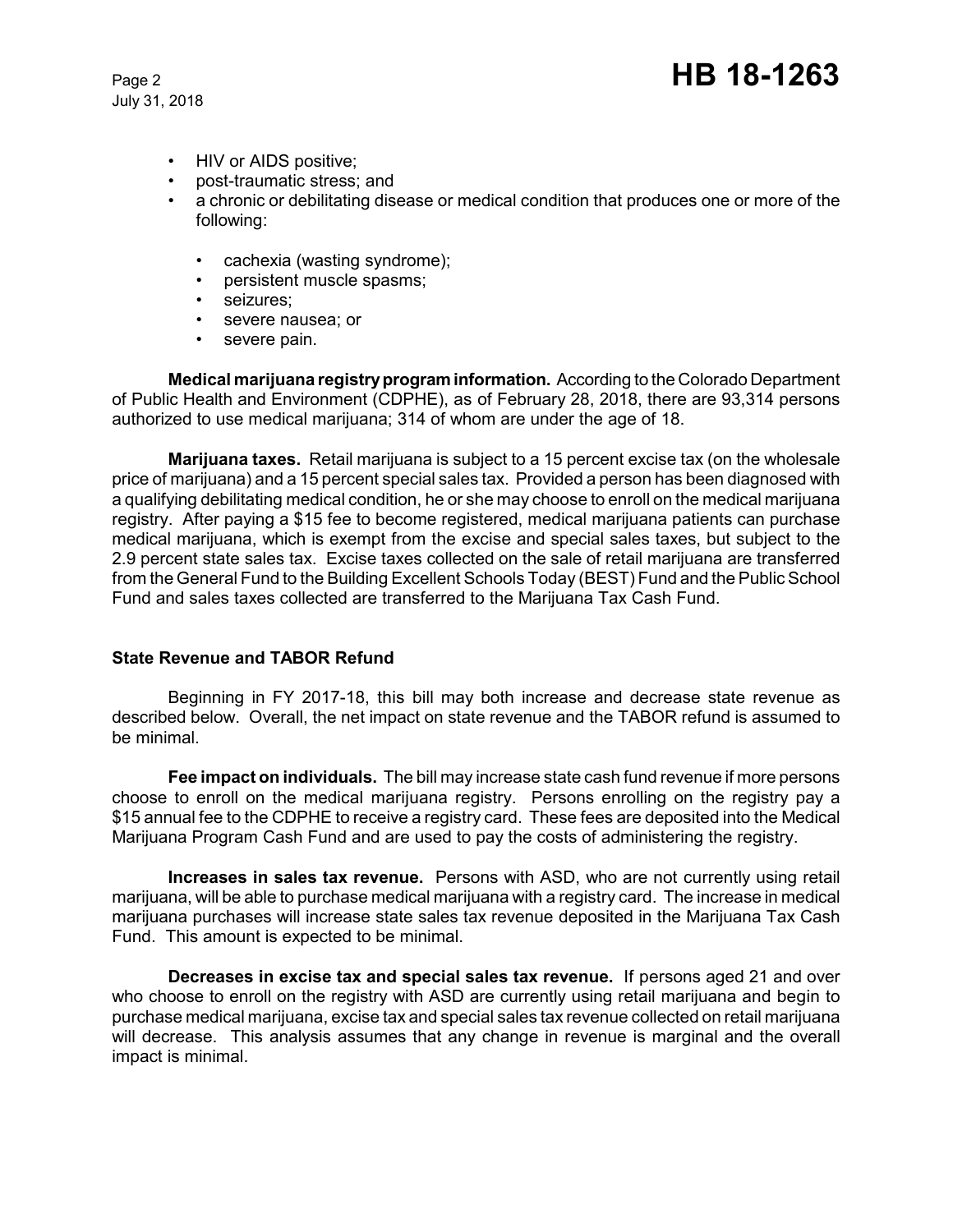- HIV or AIDS positive;
- post-traumatic stress; and
- a chronic or debilitating disease or medical condition that produces one or more of the following:
  - cachexia (wasting syndrome);
  - persistent muscle spasms;
  - seizures;
  - severe nausea; or
  - severe pain.

**Medical marijuana registry program information.** According to the Colorado Department of Public Health and Environment (CDPHE), as of February 28, 2018, there are 93,314 persons authorized to use medical marijuana; 314 of whom are under the age of 18.

**Marijuana taxes.** Retail marijuana is subject to a 15 percent excise tax (on the wholesale price of marijuana) and a 15 percent special sales tax. Provided a person has been diagnosed with a qualifying debilitating medical condition, he or she may choose to enroll on the medical marijuana registry. After paying a $15 fee to become registered, medical marijuana patients can purchase medical marijuana, which is exempt from the excise and special sales taxes, but subject to the 2.9 percent state sales tax. Excise taxes collected on the sale of retail marijuana are transferred from the General Fund to the Building Excellent Schools Today (BEST) Fund and the Public School Fund and sales taxes collected are transferred to the Marijuana Tax Cash Fund.

### State Revenue and TABOR Refund

Beginning in FY 2017-18, this bill may both increase and decrease state revenue as described below. Overall, the net impact on state revenue and the TABOR refund is assumed to be minimal.

**Fee impact on individuals.** The bill may increase state cash fund revenue if more persons choose to enroll on the medical marijuana registry. Persons enrolling on the registry pay a $15 annual fee to the CDPHE to receive a registry card. These fees are deposited into the Medical Marijuana Program Cash Fund and are used to pay the costs of administering the registry.

**Increases in sales tax revenue.** Persons with ASD, who are not currently using retail marijuana, will be able to purchase medical marijuana with a registry card. The increase in medical marijuana purchases will increase state sales tax revenue deposited in the Marijuana Tax Cash Fund. This amount is expected to be minimal.

**Decreases in excise tax and special sales tax revenue.** If persons aged 21 and over who choose to enroll on the registry with ASD are currently using retail marijuana and begin to purchase medical marijuana, excise tax and special sales tax revenue collected on retail marijuana will decrease. This analysis assumes that any change in revenue is marginal and the overall impact is minimal.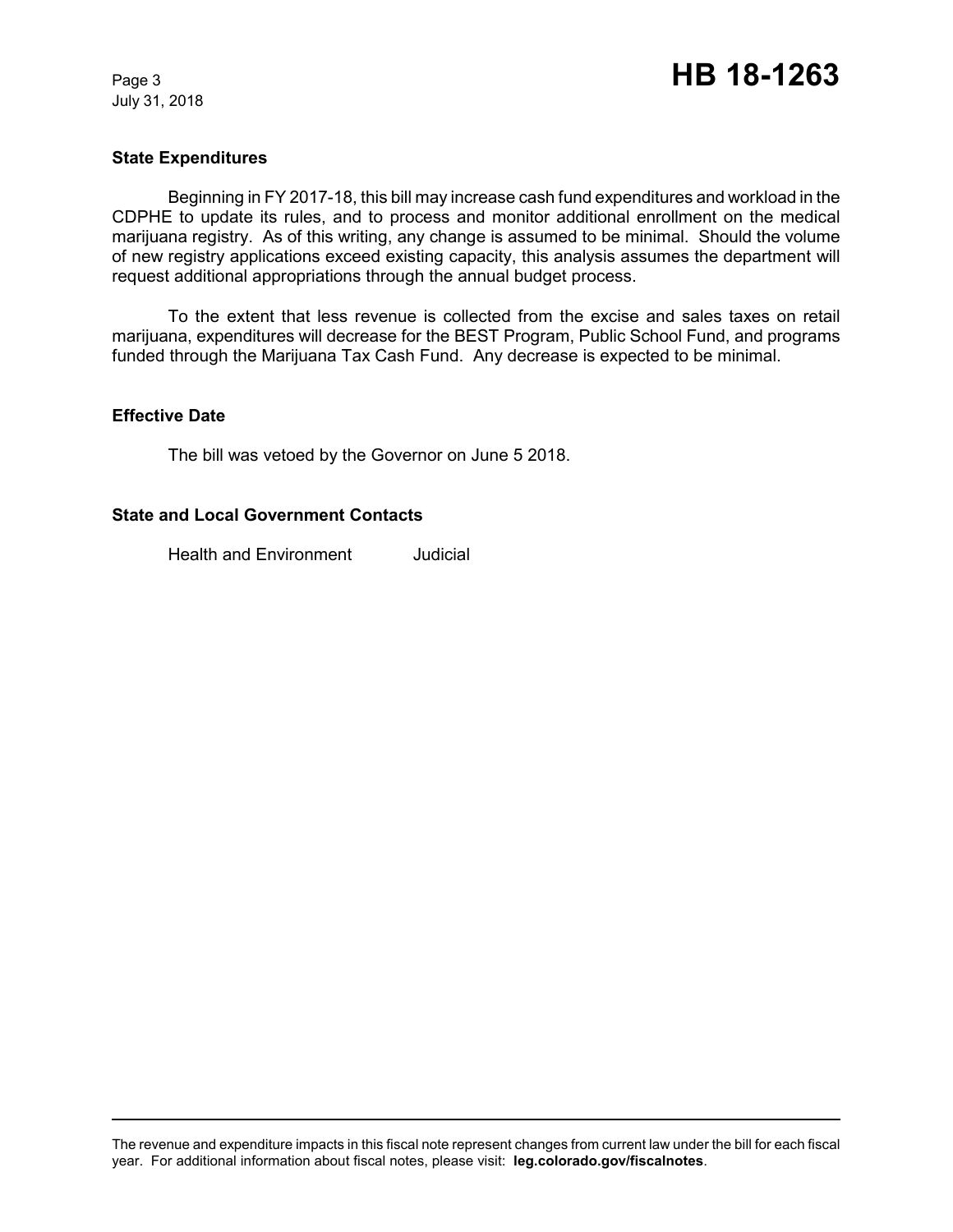### State Expenditures

Beginning in FY 2017-18, this bill may increase cash fund expenditures and workload in the CDPHE to update its rules, and to process and monitor additional enrollment on the medical marijuana registry. As of this writing, any change is assumed to be minimal. Should the volume of new registry applications exceed existing capacity, this analysis assumes the department will request additional appropriations through the annual budget process.

To the extent that less revenue is collected from the excise and sales taxes on retail marijuana, expenditures will decrease for the BEST Program, Public School Fund, and programs funded through the Marijuana Tax Cash Fund. Any decrease is expected to be minimal.

### Effective Date

The bill was vetoed by the Governor on June 5 2018.

### State and Local Government Contacts

Health and Environment    Judicial

The revenue and expenditure impacts in this fiscal note represent changes from current law under the bill for each fiscal year. For additional information about fiscal notes, please visit: **leg.colorado.gov/fiscalnotes**.